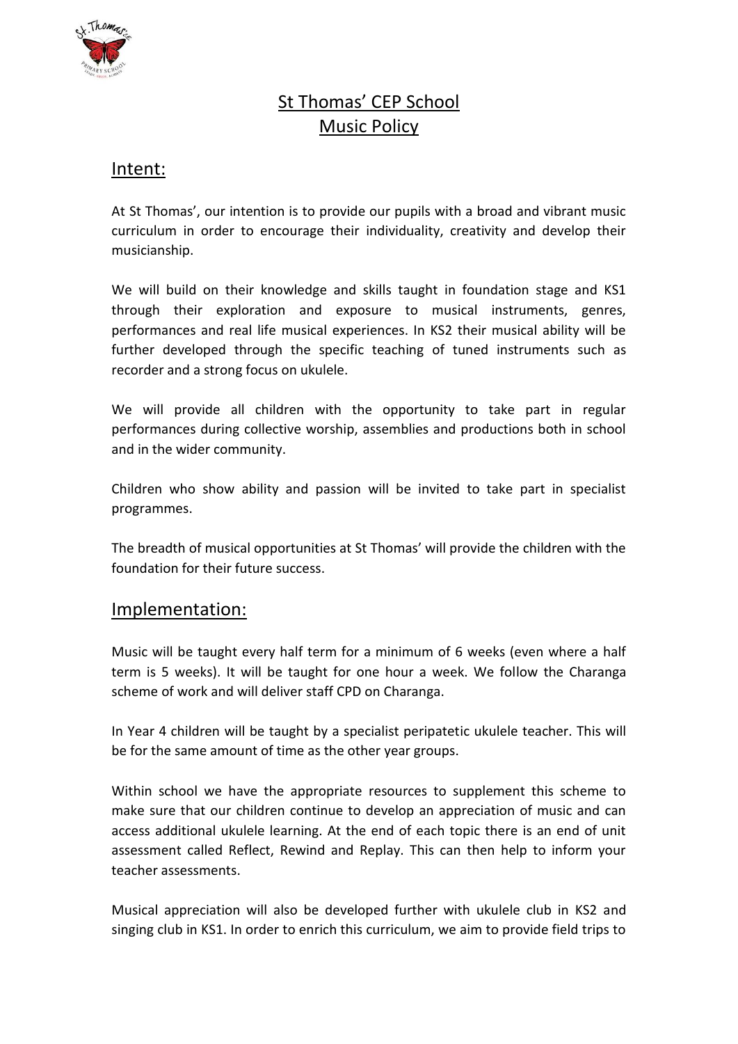# St Thomas' CEP School
# Music Policy

## Intent:

At St Thomas', our intention is to provide our pupils with a broad and vibrant music curriculum in order to encourage their individuality, creativity and develop their musicianship.

We will build on their knowledge and skills taught in foundation stage and KS1 through their exploration and exposure to musical instruments, genres, performances and real life musical experiences. In KS2 their musical ability will be further developed through the specific teaching of tuned instruments such as recorder and a strong focus on ukulele.

We will provide all children with the opportunity to take part in regular performances during collective worship, assemblies and productions both in school and in the wider community.

Children who show ability and passion will be invited to take part in specialist programmes.

The breadth of musical opportunities at St Thomas' will provide the children with the foundation for their future success.

## Implementation:

Music will be taught every half term for a minimum of 6 weeks (even where a half term is 5 weeks). It will be taught for one hour a week. We follow the Charanga scheme of work and will deliver staff CPD on Charanga.

In Year 4 children will be taught by a specialist peripatetic ukulele teacher. This will be for the same amount of time as the other year groups.

Within school we have the appropriate resources to supplement this scheme to make sure that our children continue to develop an appreciation of music and can access additional ukulele learning. At the end of each topic there is an end of unit assessment called Reflect, Rewind and Replay. This can then help to inform your teacher assessments.

Musical appreciation will also be developed further with ukulele club in KS2 and singing club in KS1. In order to enrich this curriculum, we aim to provide field trips to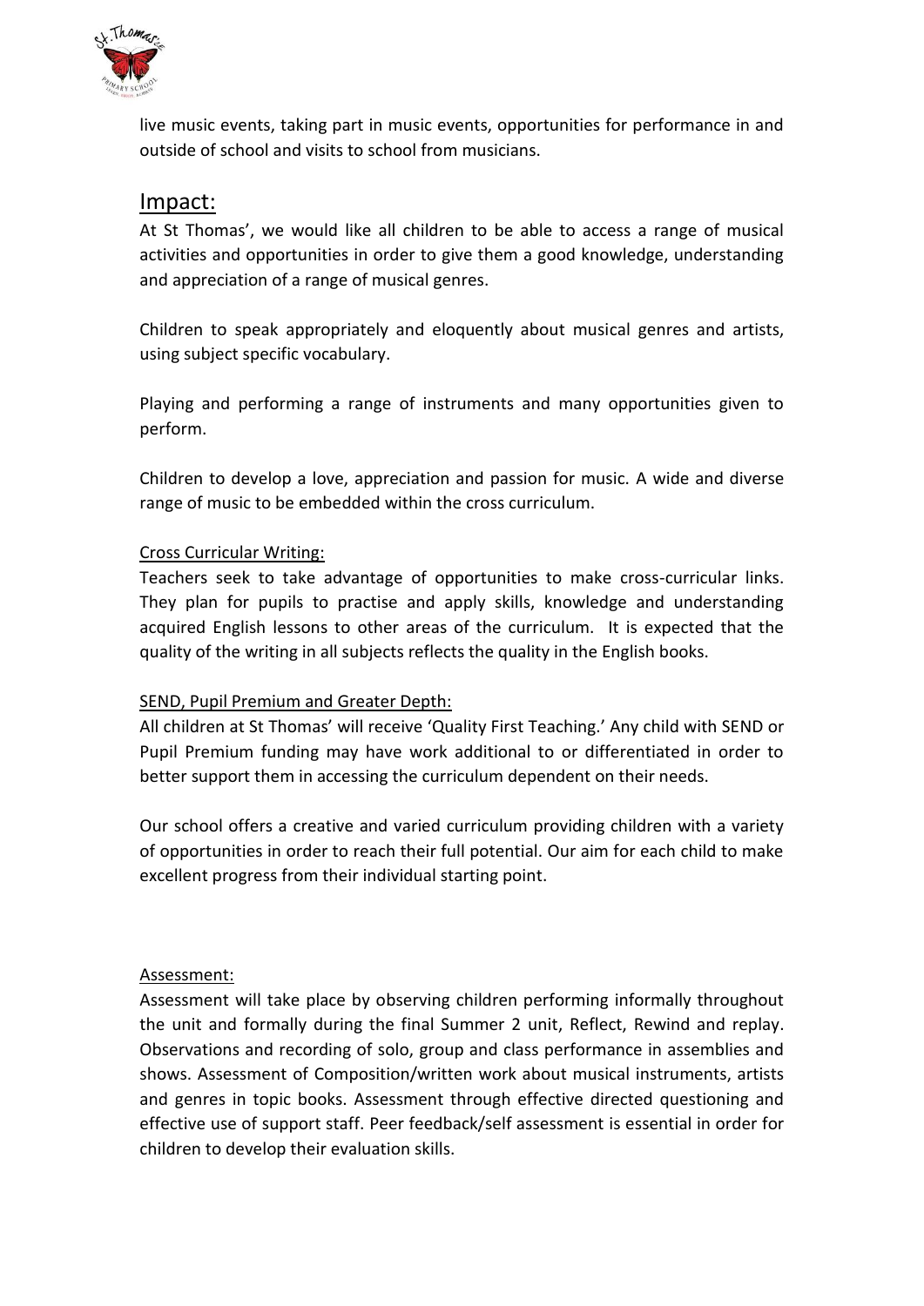live music events, taking part in music events, opportunities for performance in and outside of school and visits to school from musicians.

## Impact:

At St Thomas', we would like all children to be able to access a range of musical activities and opportunities in order to give them a good knowledge, understanding and appreciation of a range of musical genres.

Children to speak appropriately and eloquently about musical genres and artists, using subject specific vocabulary.

Playing and performing a range of instruments and many opportunities given to perform.

Children to develop a love, appreciation and passion for music. A wide and diverse range of music to be embedded within the cross curriculum.

### Cross Curricular Writing:

Teachers seek to take advantage of opportunities to make cross-curricular links. They plan for pupils to practise and apply skills, knowledge and understanding acquired English lessons to other areas of the curriculum. It is expected that the quality of the writing in all subjects reflects the quality in the English books.

### SEND, Pupil Premium and Greater Depth:

All children at St Thomas' will receive 'Quality First Teaching.' Any child with SEND or Pupil Premium funding may have work additional to or differentiated in order to better support them in accessing the curriculum dependent on their needs.

Our school offers a creative and varied curriculum providing children with a variety of opportunities in order to reach their full potential. Our aim for each child to make excellent progress from their individual starting point.

### Assessment:

Assessment will take place by observing children performing informally throughout the unit and formally during the final Summer 2 unit, Reflect, Rewind and replay. Observations and recording of solo, group and class performance in assemblies and shows. Assessment of Composition/written work about musical instruments, artists and genres in topic books. Assessment through effective directed questioning and effective use of support staff. Peer feedback/self assessment is essential in order for children to develop their evaluation skills.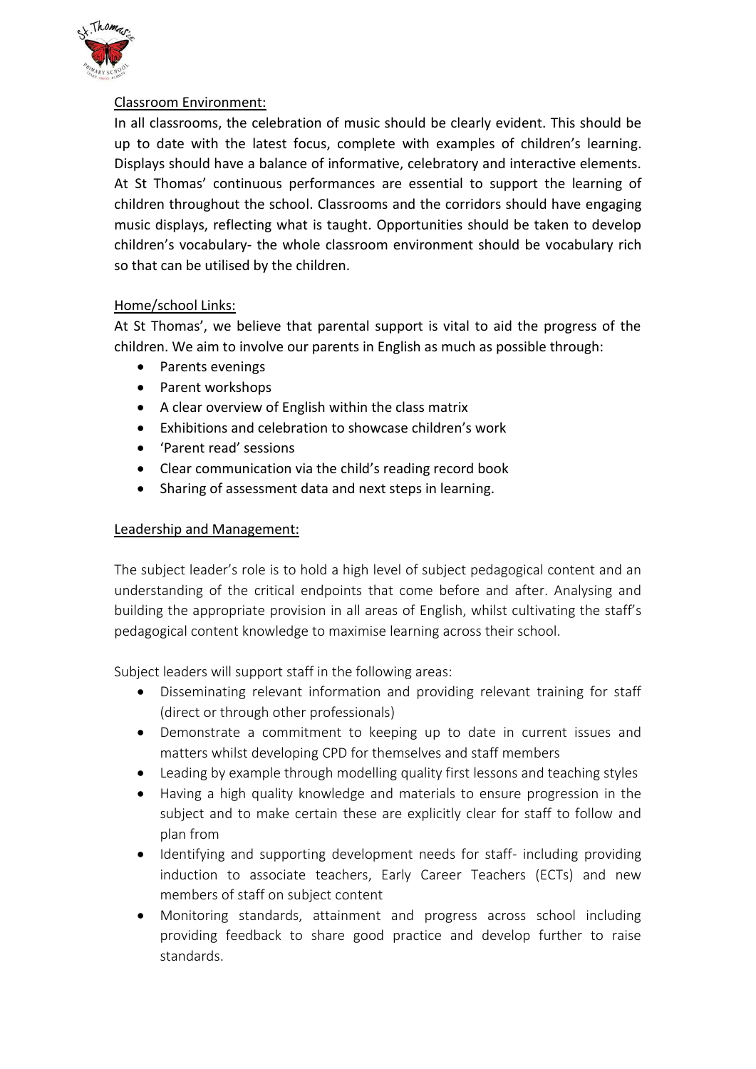## Classroom Environment:

In all classrooms, the celebration of music should be clearly evident. This should be up to date with the latest focus, complete with examples of children's learning. Displays should have a balance of informative, celebratory and interactive elements. At St Thomas' continuous performances are essential to support the learning of children throughout the school. Classrooms and the corridors should have engaging music displays, reflecting what is taught. Opportunities should be taken to develop children's vocabulary- the whole classroom environment should be vocabulary rich so that can be utilised by the children.

## Home/school Links:

At St Thomas', we believe that parental support is vital to aid the progress of the children. We aim to involve our parents in English as much as possible through:

- Parents evenings
- Parent workshops
- A clear overview of English within the class matrix
- Exhibitions and celebration to showcase children's work
- 'Parent read' sessions
- Clear communication via the child's reading record book
- Sharing of assessment data and next steps in learning.

## Leadership and Management:

The subject leader's role is to hold a high level of subject pedagogical content and an understanding of the critical endpoints that come before and after. Analysing and building the appropriate provision in all areas of English, whilst cultivating the staff's pedagogical content knowledge to maximise learning across their school.

Subject leaders will support staff in the following areas:

- Disseminating relevant information and providing relevant training for staff (direct or through other professionals)
- Demonstrate a commitment to keeping up to date in current issues and matters whilst developing CPD for themselves and staff members
- Leading by example through modelling quality first lessons and teaching styles
- Having a high quality knowledge and materials to ensure progression in the subject and to make certain these are explicitly clear for staff to follow and plan from
- Identifying and supporting development needs for staff- including providing induction to associate teachers, Early Career Teachers (ECTs) and new members of staff on subject content
- Monitoring standards, attainment and progress across school including providing feedback to share good practice and develop further to raise standards.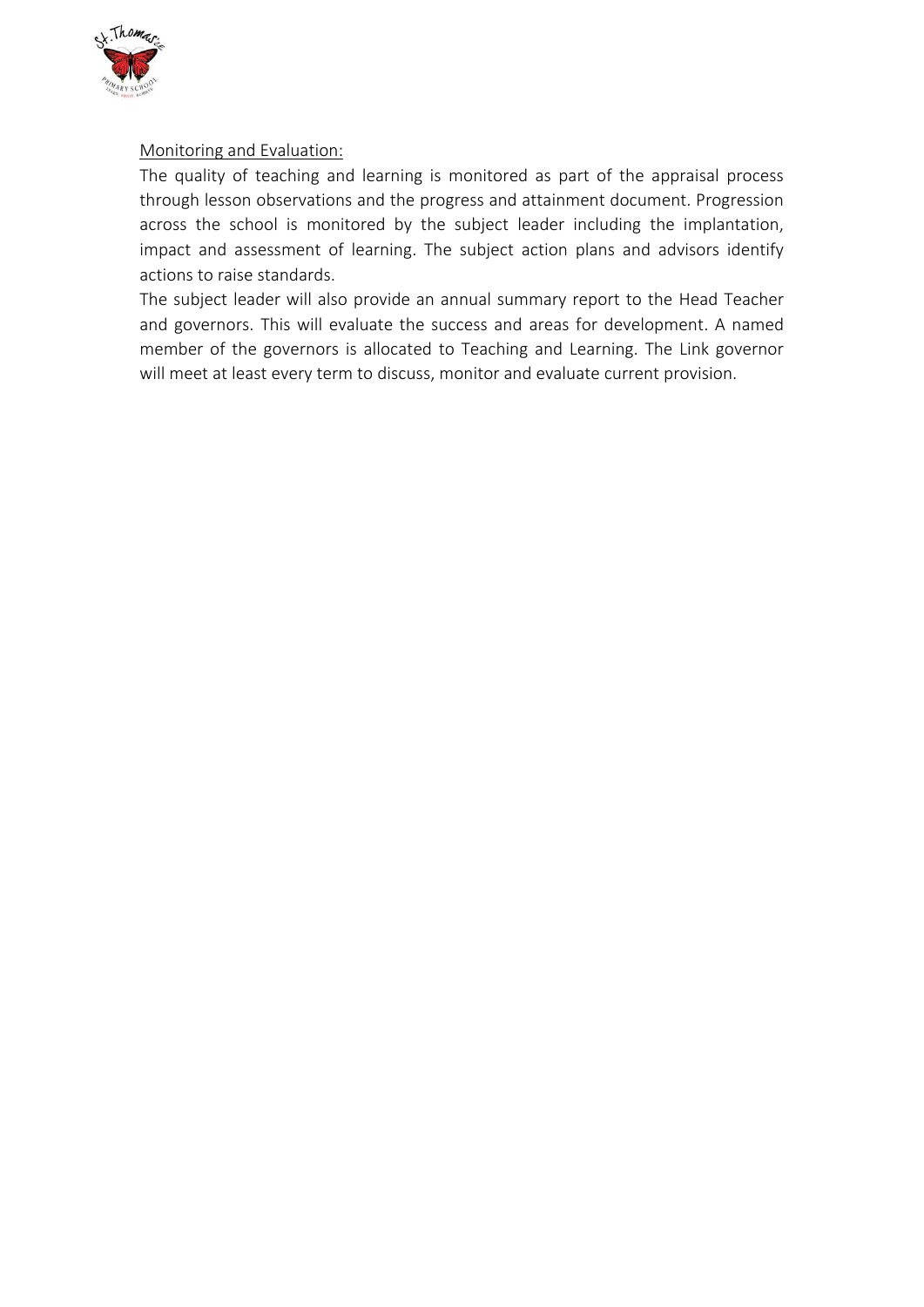<u>Monitoring and Evaluation:</u>

The quality of teaching and learning is monitored as part of the appraisal process through lesson observations and the progress and attainment document. Progression across the school is monitored by the subject leader including the implantation, impact and assessment of learning. The subject action plans and advisors identify actions to raise standards.

The subject leader will also provide an annual summary report to the Head Teacher and governors. This will evaluate the success and areas for development. A named member of the governors is allocated to Teaching and Learning. The Link governor will meet at least every term to discuss, monitor and evaluate current provision.